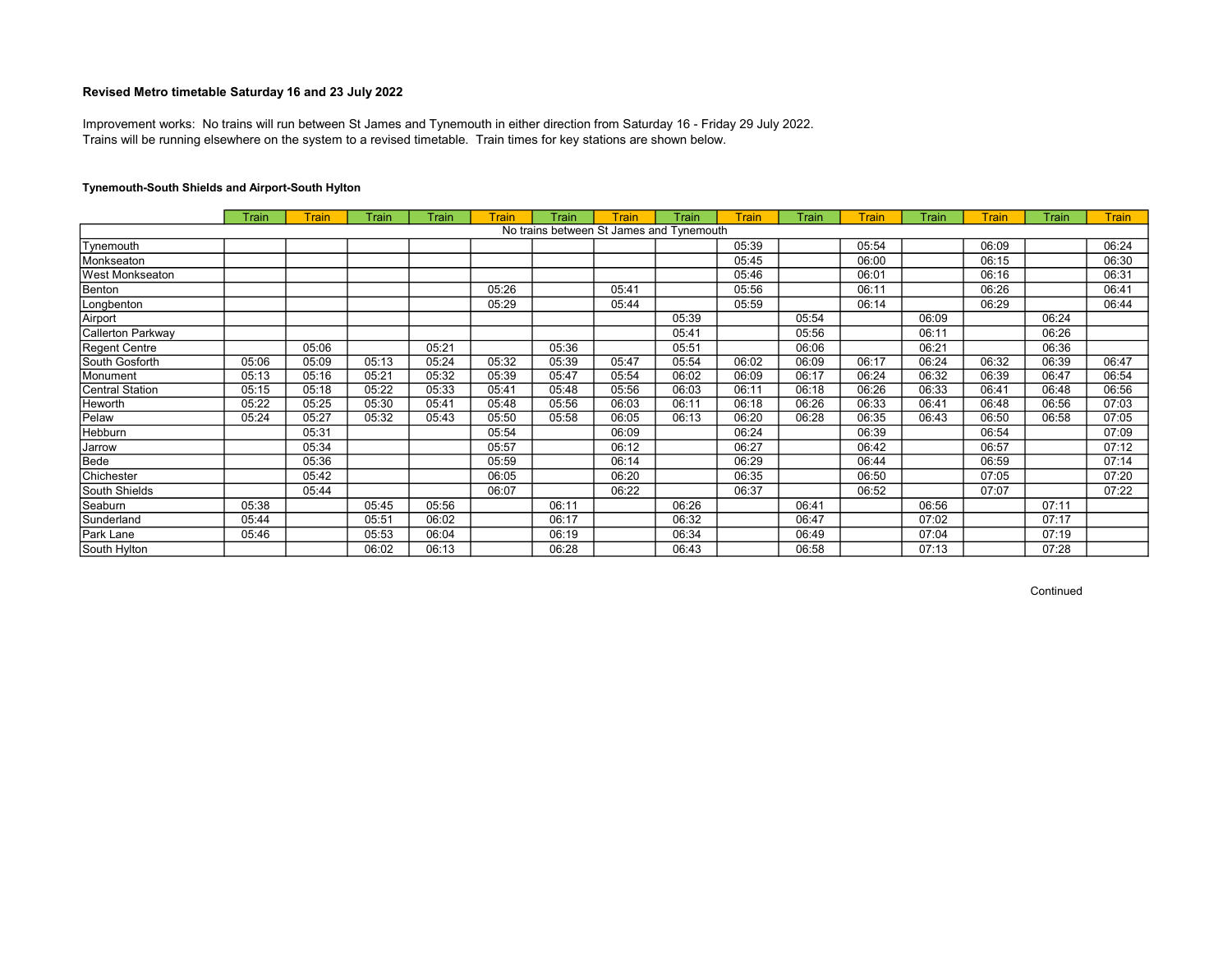### Revised Metro timetable Saturday 16 and 23 July 2022

Improvement works: No trains will run between St James and Tynemouth in either direction from Saturday 16 - Friday 29 July 2022.
Trains will be running elsewhere on the system to a revised timetable. Train times for key stations are shown below.

#### Tynemouth-South Shields and Airport-South Hylton

| | Train | Train | Train | Train | Train | Train | Train | Train | Train | Train | Train | Train | Train | Train | Train |
|---|---|---|---|---|---|---|---|---|---|---|---|---|---|---|---|
| No trains between St James and Tynemouth | | | | | | | | | | | | | | | |
| Tynemouth | | | | | | | | | 05:39 | | 05:54 | | 06:09 | | 06:24 |
| Monkseaton | | | | | | | | | 05:45 | | 06:00 | | 06:15 | | 06:30 |
| West Monkseaton | | | | | | | | | 05:46 | | 06:01 | | 06:16 | | 06:31 |
| Benton | | | | | 05:26 | | 05:41 | | 05:56 | | 06:11 | | 06:26 | | 06:41 |
| Longbenton | | | | | 05:29 | | 05:44 | | 05:59 | | 06:14 | | 06:29 | | 06:44 |
| Airport | | | | | | | | 05:39 | | 05:54 | | 06:09 | | 06:24 | |
| Callerton Parkway | | | | | | | | 05:41 | | 05:56 | | 06:11 | | 06:26 | |
| Regent Centre | | 05:06 | | 05:21 | | 05:36 | | 05:51 | | 06:06 | | 06:21 | | 06:36 | |
| South Gosforth | 05:06 | 05:09 | 05:13 | 05:24 | 05:32 | 05:39 | 05:47 | 05:54 | 06:02 | 06:09 | 06:17 | 06:24 | 06:32 | 06:39 | 06:47 |
| Monument | 05:13 | 05:16 | 05:21 | 05:32 | 05:39 | 05:47 | 05:54 | 06:02 | 06:09 | 06:17 | 06:24 | 06:32 | 06:39 | 06:47 | 06:54 |
| Central Station | 05:15 | 05:18 | 05:22 | 05:33 | 05:41 | 05:48 | 05:56 | 06:03 | 06:11 | 06:18 | 06:26 | 06:33 | 06:41 | 06:48 | 06:56 |
| Heworth | 05:22 | 05:25 | 05:30 | 05:41 | 05:48 | 05:56 | 06:03 | 06:11 | 06:18 | 06:26 | 06:33 | 06:41 | 06:48 | 06:56 | 07:03 |
| Pelaw | 05:24 | 05:27 | 05:32 | 05:43 | 05:50 | 05:58 | 06:05 | 06:13 | 06:20 | 06:28 | 06:35 | 06:43 | 06:50 | 06:58 | 07:05 |
| Hebburn | | 05:31 | | | 05:54 | | 06:09 | | 06:24 | | 06:39 | | 06:54 | | 07:09 |
| Jarrow | | 05:34 | | | 05:57 | | 06:12 | | 06:27 | | 06:42 | | 06:57 | | 07:12 |
| Bede | | 05:36 | | | 05:59 | | 06:14 | | 06:29 | | 06:44 | | 06:59 | | 07:14 |
| Chichester | | 05:42 | | | 06:05 | | 06:20 | | 06:35 | | 06:50 | | 07:05 | | 07:20 |
| South Shields | | 05:44 | | | 06:07 | | 06:22 | | 06:37 | | 06:52 | | 07:07 | | 07:22 |
| Seaburn | 05:38 | | 05:45 | 05:56 | | 06:11 | | 06:26 | | 06:41 | | 06:56 | | 07:11 | |
| Sunderland | 05:44 | | 05:51 | 06:02 | | 06:17 | | 06:32 | | 06:47 | | 07:02 | | 07:17 | |
| Park Lane | 05:46 | | 05:53 | 06:04 | | 06:19 | | 06:34 | | 06:49 | | 07:04 | | 07:19 | |
| South Hylton | | | 06:02 | 06:13 | | 06:28 | | 06:43 | | 06:58 | | 07:13 | | 07:28 | |

Continued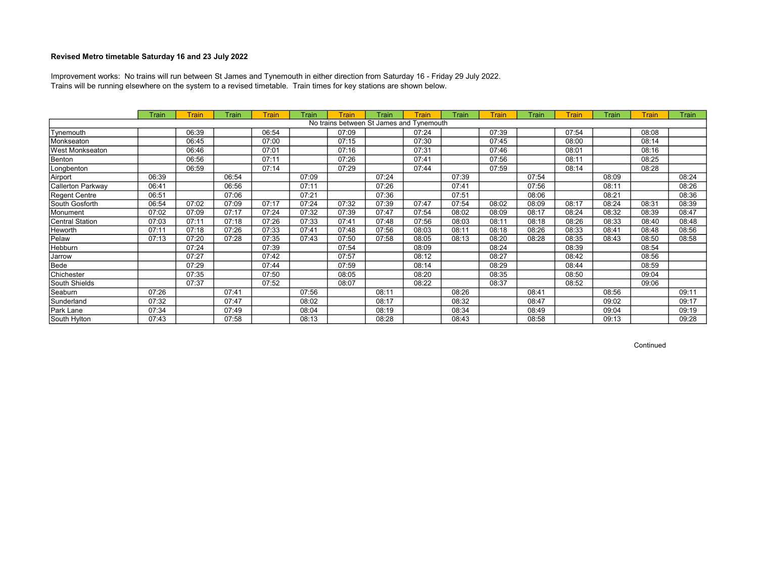**Revised Metro timetable Saturday 16 and 23 July 2022**

Improvement works: No trains will run between St James and Tynemouth in either direction from Saturday 16 - Friday 29 July 2022.
Trains will be running elsewhere on the system to a revised timetable. Train times for key stations are shown below.

| | Train | Train | Train | Train | Train | Train | Train | Train | Train | Train | Train | Train | Train | Train | Train |
|---|---|---|---|---|---|---|---|---|---|---|---|---|---|---|---|
| No trains between St James and Tynemouth | | | | | | | | | | | | | | | |
| Tynemouth | | 06:39 | | 06:54 | | 07:09 | | 07:24 | | 07:39 | | 07:54 | | 08:08 | |
| Monkseaton | | 06:45 | | 07:00 | | 07:15 | | 07:30 | | 07:45 | | 08:00 | | 08:14 | |
| West Monkseaton | | 06:46 | | 07:01 | | 07:16 | | 07:31 | | 07:46 | | 08:01 | | 08:16 | |
| Benton | | 06:56 | | 07:11 | | 07:26 | | 07:41 | | 07:56 | | 08:11 | | 08:25 | |
| Longbenton | | 06:59 | | 07:14 | | 07:29 | | 07:44 | | 07:59 | | 08:14 | | 08:28 | |
| Airport | 06:39 | | 06:54 | | 07:09 | | 07:24 | | 07:39 | | 07:54 | | 08:09 | | 08:24 |
| Callerton Parkway | 06:41 | | 06:56 | | 07:11 | | 07:26 | | 07:41 | | 07:56 | | 08:11 | | 08:26 |
| Regent Centre | 06:51 | | 07:06 | | 07:21 | | 07:36 | | 07:51 | | 08:06 | | 08:21 | | 08:36 |
| South Gosforth | 06:54 | 07:02 | 07:09 | 07:17 | 07:24 | 07:32 | 07:39 | 07:47 | 07:54 | 08:02 | 08:09 | 08:17 | 08:24 | 08:31 | 08:39 |
| Monument | 07:02 | 07:09 | 07:17 | 07:24 | 07:32 | 07:39 | 07:47 | 07:54 | 08:02 | 08:09 | 08:17 | 08:24 | 08:32 | 08:39 | 08:47 |
| Central Station | 07:03 | 07:11 | 07:18 | 07:26 | 07:33 | 07:41 | 07:48 | 07:56 | 08:03 | 08:11 | 08:18 | 08:26 | 08:33 | 08:40 | 08:48 |
| Heworth | 07:11 | 07:18 | 07:26 | 07:33 | 07:41 | 07:48 | 07:56 | 08:03 | 08:11 | 08:18 | 08:26 | 08:33 | 08:41 | 08:48 | 08:56 |
| Pelaw | 07:13 | 07:20 | 07:28 | 07:35 | 07:43 | 07:50 | 07:58 | 08:05 | 08:13 | 08:20 | 08:28 | 08:35 | 08:43 | 08:50 | 08:58 |
| Hebburn | | 07:24 | | 07:39 | | 07:54 | | 08:09 | | 08:24 | | 08:39 | | 08:54 | |
| Jarrow | | 07:27 | | 07:42 | | 07:57 | | 08:12 | | 08:27 | | 08:42 | | 08:56 | |
| Bede | | 07:29 | | 07:44 | | 07:59 | | 08:14 | | 08:29 | | 08:44 | | 08:59 | |
| Chichester | | 07:35 | | 07:50 | | 08:05 | | 08:20 | | 08:35 | | 08:50 | | 09:04 | |
| South Shields | | 07:37 | | 07:52 | | 08:07 | | 08:22 | | 08:37 | | 08:52 | | 09:06 | |
| Seaburn | 07:26 | | 07:41 | | 07:56 | | 08:11 | | 08:26 | | 08:41 | | 08:56 | | 09:11 |
| Sunderland | 07:32 | | 07:47 | | 08:02 | | 08:17 | | 08:32 | | 08:47 | | 09:02 | | 09:17 |
| Park Lane | 07:34 | | 07:49 | | 08:04 | | 08:19 | | 08:34 | | 08:49 | | 09:04 | | 09:19 |
| South Hylton | 07:43 | | 07:58 | | 08:13 | | 08:28 | | 08:43 | | 08:58 | | 09:13 | | 09:28 |

Continued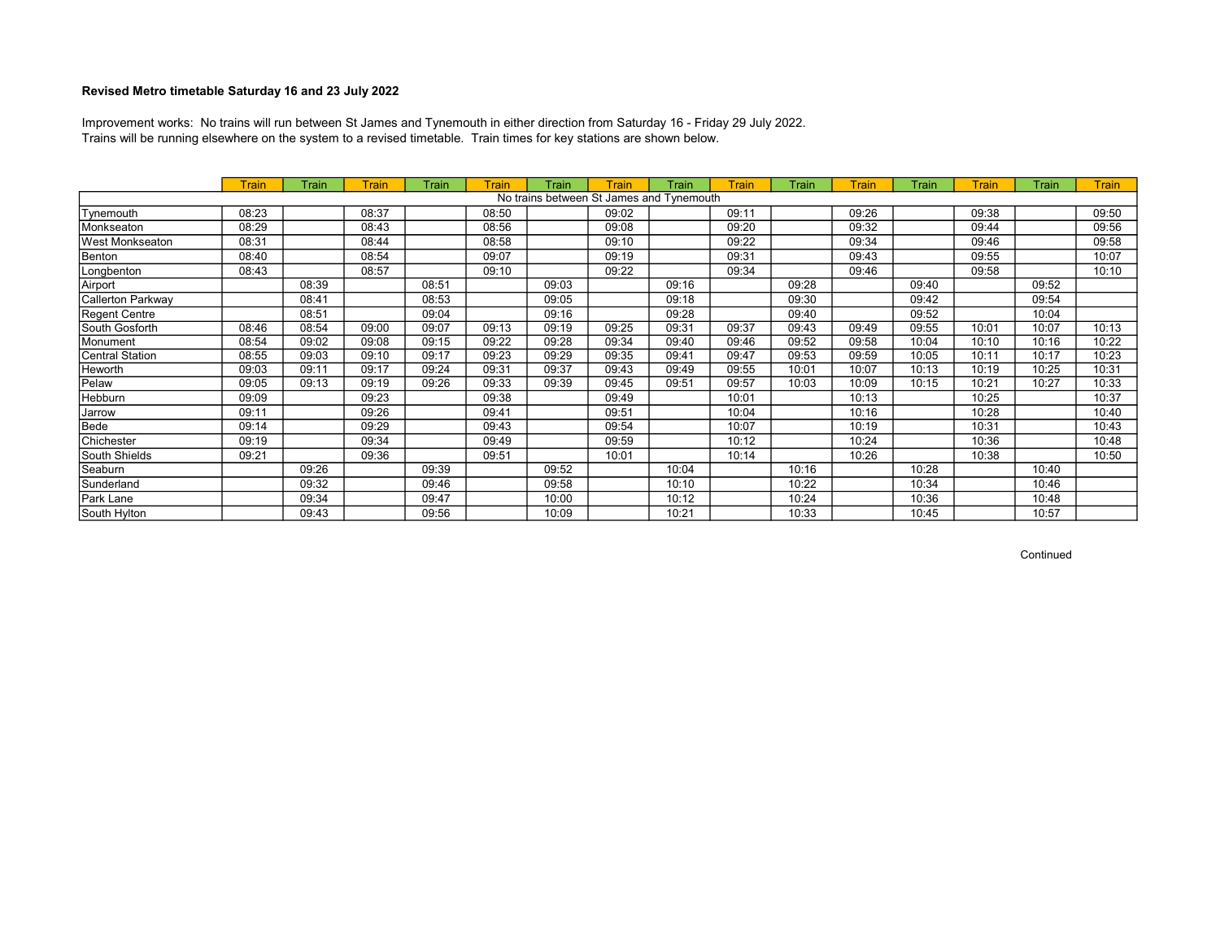**Revised Metro timetable Saturday 16 and 23 July 2022**

Improvement works: No trains will run between St James and Tynemouth in either direction from Saturday 16 - Friday 29 July 2022.
Trains will be running elsewhere on the system to a revised timetable. Train times for key stations are shown below.

| | Train | Train | Train | Train | Train | Train | Train | Train | Train | Train | Train | Train | Train | Train | Train |
|---|---|---|---|---|---|---|---|---|---|---|---|---|---|---|---|
| No trains between St James and Tynemouth | | | | | | | | | | | | | | | |
| Tynemouth | 08:23 | | 08:37 | | 08:50 | | 09:02 | | 09:11 | | 09:26 | | 09:38 | | 09:50 |
| Monkseaton | 08:29 | | 08:43 | | 08:56 | | 09:08 | | 09:20 | | 09:32 | | 09:44 | | 09:56 |
| West Monkseaton | 08:31 | | 08:44 | | 08:58 | | 09:10 | | 09:22 | | 09:34 | | 09:46 | | 09:58 |
| Benton | 08:40 | | 08:54 | | 09:07 | | 09:19 | | 09:31 | | 09:43 | | 09:55 | | 10:07 |
| Longbenton | 08:43 | | 08:57 | | 09:10 | | 09:22 | | 09:34 | | 09:46 | | 09:58 | | 10:10 |
| Airport | | 08:39 | | 08:51 | | 09:03 | | 09:16 | | 09:28 | | 09:40 | | 09:52 | |
| Callerton Parkway | | 08:41 | | 08:53 | | 09:05 | | 09:18 | | 09:30 | | 09:42 | | 09:54 | |
| Regent Centre | | 08:51 | | 09:04 | | 09:16 | | 09:28 | | 09:40 | | 09:52 | | 10:04 | |
| South Gosforth | 08:46 | 08:54 | 09:00 | 09:07 | 09:13 | 09:19 | 09:25 | 09:31 | 09:37 | 09:43 | 09:49 | 09:55 | 10:01 | 10:07 | 10:13 |
| Monument | 08:54 | 09:02 | 09:08 | 09:15 | 09:22 | 09:28 | 09:34 | 09:40 | 09:46 | 09:52 | 09:58 | 10:04 | 10:10 | 10:16 | 10:22 |
| Central Station | 08:55 | 09:03 | 09:10 | 09:17 | 09:23 | 09:29 | 09:35 | 09:41 | 09:47 | 09:53 | 09:59 | 10:05 | 10:11 | 10:17 | 10:23 |
| Heworth | 09:03 | 09:11 | 09:17 | 09:24 | 09:31 | 09:37 | 09:43 | 09:49 | 09:55 | 10:01 | 10:07 | 10:13 | 10:19 | 10:25 | 10:31 |
| Pelaw | 09:05 | 09:13 | 09:19 | 09:26 | 09:33 | 09:39 | 09:45 | 09:51 | 09:57 | 10:03 | 10:09 | 10:15 | 10:21 | 10:27 | 10:33 |
| Hebburn | 09:09 | | 09:23 | | 09:38 | | 09:49 | | 10:01 | | 10:13 | | 10:25 | | 10:37 |
| Jarrow | 09:11 | | 09:26 | | 09:41 | | 09:51 | | 10:04 | | 10:16 | | 10:28 | | 10:40 |
| Bede | 09:14 | | 09:29 | | 09:43 | | 09:54 | | 10:07 | | 10:19 | | 10:31 | | 10:43 |
| Chichester | 09:19 | | 09:34 | | 09:49 | | 09:59 | | 10:12 | | 10:24 | | 10:36 | | 10:48 |
| South Shields | 09:21 | | 09:36 | | 09:51 | | 10:01 | | 10:14 | | 10:26 | | 10:38 | | 10:50 |
| Seaburn | | 09:26 | | 09:39 | | 09:52 | | 10:04 | | 10:16 | | 10:28 | | 10:40 | |
| Sunderland | | 09:32 | | 09:46 | | 09:58 | | 10:10 | | 10:22 | | 10:34 | | 10:46 | |
| Park Lane | | 09:34 | | 09:47 | | 10:00 | | 10:12 | | 10:24 | | 10:36 | | 10:48 | |
| South Hylton | | 09:43 | | 09:56 | | 10:09 | | 10:21 | | 10:33 | | 10:45 | | 10:57 | |

Continued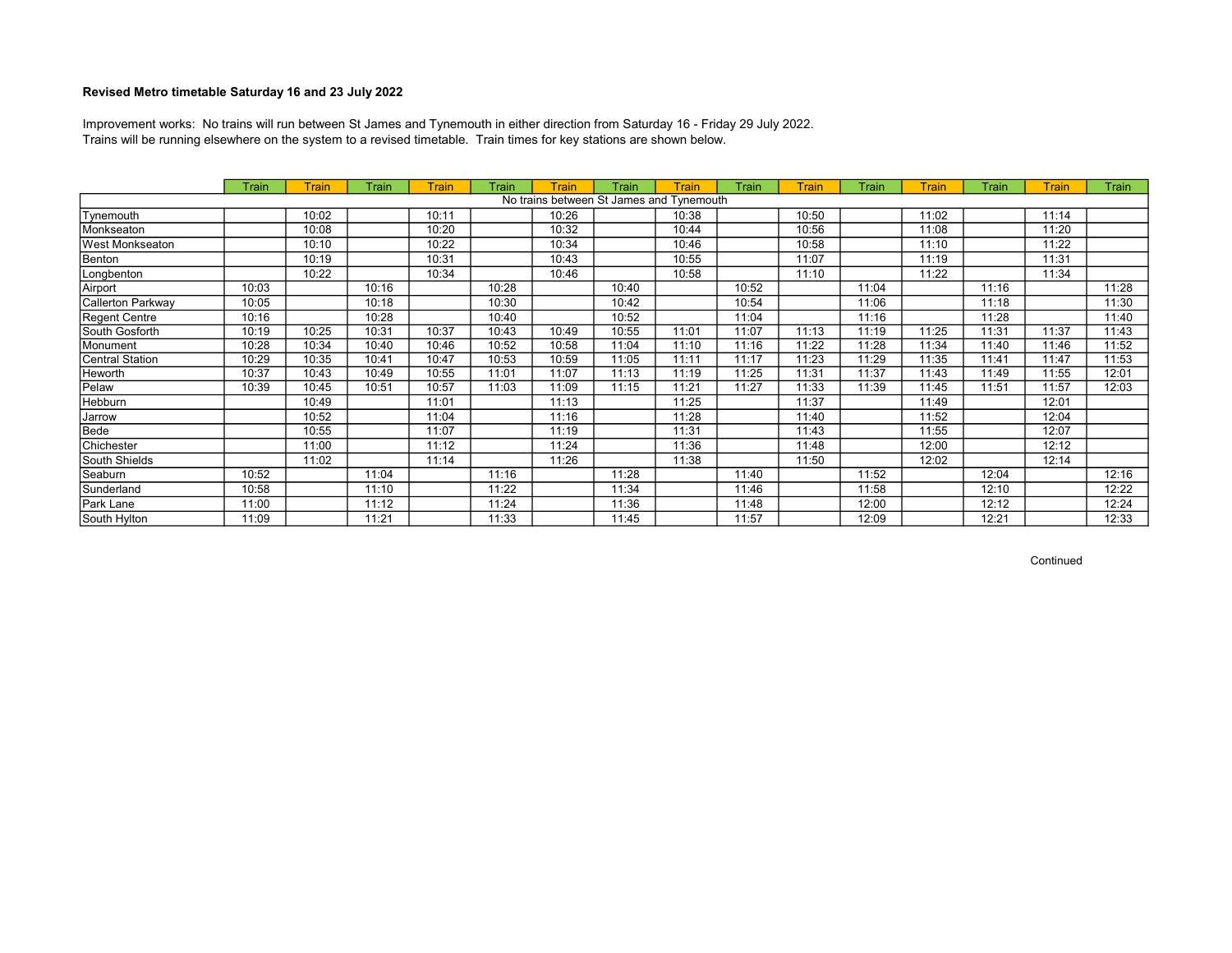**Revised Metro timetable Saturday 16 and 23 July 2022**

Improvement works: No trains will run between St James and Tynemouth in either direction from Saturday 16 - Friday 29 July 2022.
Trains will be running elsewhere on the system to a revised timetable. Train times for key stations are shown below.

| | Train | Train | Train | Train | Train | Train | Train | Train | Train | Train | Train | Train | Train | Train | Train |
|---|---|---|---|---|---|---|---|---|---|---|---|---|---|---|---|
| No trains between St James and Tynemouth | | | | | | | | | | | | | | | |
| Tynemouth | | 10:02 | | 10:11 | | 10:26 | | 10:38 | | 10:50 | | 11:02 | | 11:14 | |
| Monkseaton | | 10:08 | | 10:20 | | 10:32 | | 10:44 | | 10:56 | | 11:08 | | 11:20 | |
| West Monkseaton | | 10:10 | | 10:22 | | 10:34 | | 10:46 | | 10:58 | | 11:10 | | 11:22 | |
| Benton | | 10:19 | | 10:31 | | 10:43 | | 10:55 | | 11:07 | | 11:19 | | 11:31 | |
| Longbenton | | 10:22 | | 10:34 | | 10:46 | | 10:58 | | 11:10 | | 11:22 | | 11:34 | |
| Airport | 10:03 | | 10:16 | | 10:28 | | 10:40 | | 10:52 | | 11:04 | | 11:16 | | 11:28 |
| Callerton Parkway | 10:05 | | 10:18 | | 10:30 | | 10:42 | | 10:54 | | 11:06 | | 11:18 | | 11:30 |
| Regent Centre | 10:16 | | 10:28 | | 10:40 | | 10:52 | | 11:04 | | 11:16 | | 11:28 | | 11:40 |
| South Gosforth | 10:19 | 10:25 | 10:31 | 10:37 | 10:43 | 10:49 | 10:55 | 11:01 | 11:07 | 11:13 | 11:19 | 11:25 | 11:31 | 11:37 | 11:43 |
| Monument | 10:28 | 10:34 | 10:40 | 10:46 | 10:52 | 10:58 | 11:04 | 11:10 | 11:16 | 11:22 | 11:28 | 11:34 | 11:40 | 11:46 | 11:52 |
| Central Station | 10:29 | 10:35 | 10:41 | 10:47 | 10:53 | 10:59 | 11:05 | 11:11 | 11:17 | 11:23 | 11:29 | 11:35 | 11:41 | 11:47 | 11:53 |
| Heworth | 10:37 | 10:43 | 10:49 | 10:55 | 11:01 | 11:07 | 11:13 | 11:19 | 11:25 | 11:31 | 11:37 | 11:43 | 11:49 | 11:55 | 12:01 |
| Pelaw | 10:39 | 10:45 | 10:51 | 10:57 | 11:03 | 11:09 | 11:15 | 11:21 | 11:27 | 11:33 | 11:39 | 11:45 | 11:51 | 11:57 | 12:03 |
| Hebburn | | 10:49 | | 11:01 | | 11:13 | | 11:25 | | 11:37 | | 11:49 | | 12:01 | |
| Jarrow | | 10:52 | | 11:04 | | 11:16 | | 11:28 | | 11:40 | | 11:52 | | 12:04 | |
| Bede | | 10:55 | | 11:07 | | 11:19 | | 11:31 | | 11:43 | | 11:55 | | 12:07 | |
| Chichester | | 11:00 | | 11:12 | | 11:24 | | 11:36 | | 11:48 | | 12:00 | | 12:12 | |
| South Shields | | 11:02 | | 11:14 | | 11:26 | | 11:38 | | 11:50 | | 12:02 | | 12:14 | |
| Seaburn | 10:52 | | 11:04 | | 11:16 | | 11:28 | | 11:40 | | 11:52 | | 12:04 | | 12:16 |
| Sunderland | 10:58 | | 11:10 | | 11:22 | | 11:34 | | 11:46 | | 11:58 | | 12:10 | | 12:22 |
| Park Lane | 11:00 | | 11:12 | | 11:24 | | 11:36 | | 11:48 | | 12:00 | | 12:12 | | 12:24 |
| South Hylton | 11:09 | | 11:21 | | 11:33 | | 11:45 | | 11:57 | | 12:09 | | 12:21 | | 12:33 |

Continued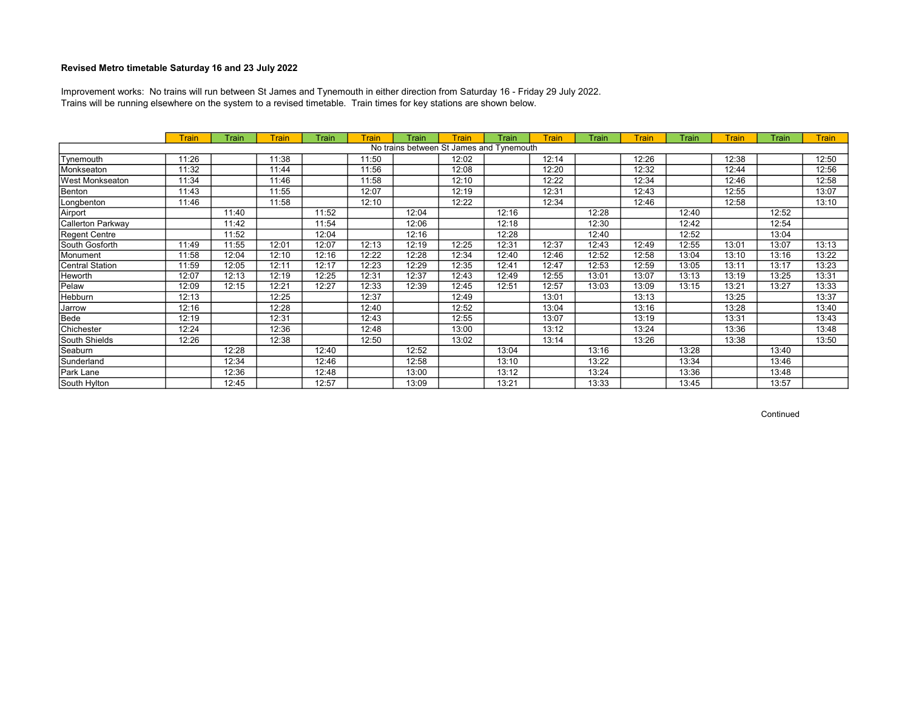**Revised Metro timetable Saturday 16 and 23 July 2022**

Improvement works: No trains will run between St James and Tynemouth in either direction from Saturday 16 - Friday 29 July 2022.
Trains will be running elsewhere on the system to a revised timetable. Train times for key stations are shown below.

| | Train | Train | Train | Train | Train | Train | Train | Train | Train | Train | Train | Train | Train | Train | Train |
|---|---|---|---|---|---|---|---|---|---|---|---|---|---|---|---|
| No trains between St James and Tynemouth | | | | | | | | | | | | | | | |
| Tynemouth | 11:26 | | 11:38 | | 11:50 | | 12:02 | | 12:14 | | 12:26 | | 12:38 | | 12:50 |
| Monkseaton | 11:32 | | 11:44 | | 11:56 | | 12:08 | | 12:20 | | 12:32 | | 12:44 | | 12:56 |
| West Monkseaton | 11:34 | | 11:46 | | 11:58 | | 12:10 | | 12:22 | | 12:34 | | 12:46 | | 12:58 |
| Benton | 11:43 | | 11:55 | | 12:07 | | 12:19 | | 12:31 | | 12:43 | | 12:55 | | 13:07 |
| Longbenton | 11:46 | | 11:58 | | 12:10 | | 12:22 | | 12:34 | | 12:46 | | 12:58 | | 13:10 |
| Airport | | 11:40 | | 11:52 | | 12:04 | | 12:16 | | 12:28 | | 12:40 | | 12:52 | |
| Callerton Parkway | | 11:42 | | 11:54 | | 12:06 | | 12:18 | | 12:30 | | 12:42 | | 12:54 | |
| Regent Centre | | 11:52 | | 12:04 | | 12:16 | | 12:28 | | 12:40 | | 12:52 | | 13:04 | |
| South Gosforth | 11:49 | 11:55 | 12:01 | 12:07 | 12:13 | 12:19 | 12:25 | 12:31 | 12:37 | 12:43 | 12:49 | 12:55 | 13:01 | 13:07 | 13:13 |
| Monument | 11:58 | 12:04 | 12:10 | 12:16 | 12:22 | 12:28 | 12:34 | 12:40 | 12:46 | 12:52 | 12:58 | 13:04 | 13:10 | 13:16 | 13:22 |
| Central Station | 11:59 | 12:05 | 12:11 | 12:17 | 12:23 | 12:29 | 12:35 | 12:41 | 12:47 | 12:53 | 12:59 | 13:05 | 13:11 | 13:17 | 13:23 |
| Heworth | 12:07 | 12:13 | 12:19 | 12:25 | 12:31 | 12:37 | 12:43 | 12:49 | 12:55 | 13:01 | 13:07 | 13:13 | 13:19 | 13:25 | 13:31 |
| Pelaw | 12:09 | 12:15 | 12:21 | 12:27 | 12:33 | 12:39 | 12:45 | 12:51 | 12:57 | 13:03 | 13:09 | 13:15 | 13:21 | 13:27 | 13:33 |
| Hebburn | 12:13 | | 12:25 | | 12:37 | | 12:49 | | 13:01 | | 13:13 | | 13:25 | | 13:37 |
| Jarrow | 12:16 | | 12:28 | | 12:40 | | 12:52 | | 13:04 | | 13:16 | | 13:28 | | 13:40 |
| Bede | 12:19 | | 12:31 | | 12:43 | | 12:55 | | 13:07 | | 13:19 | | 13:31 | | 13:43 |
| Chichester | 12:24 | | 12:36 | | 12:48 | | 13:00 | | 13:12 | | 13:24 | | 13:36 | | 13:48 |
| South Shields | 12:26 | | 12:38 | | 12:50 | | 13:02 | | 13:14 | | 13:26 | | 13:38 | | 13:50 |
| Seaburn | | 12:28 | | 12:40 | | 12:52 | | 13:04 | | 13:16 | | 13:28 | | 13:40 | |
| Sunderland | | 12:34 | | 12:46 | | 12:58 | | 13:10 | | 13:22 | | 13:34 | | 13:46 | |
| Park Lane | | 12:36 | | 12:48 | | 13:00 | | 13:12 | | 13:24 | | 13:36 | | 13:48 | |
| South Hylton | | 12:45 | | 12:57 | | 13:09 | | 13:21 | | 13:33 | | 13:45 | | 13:57 | |

Continued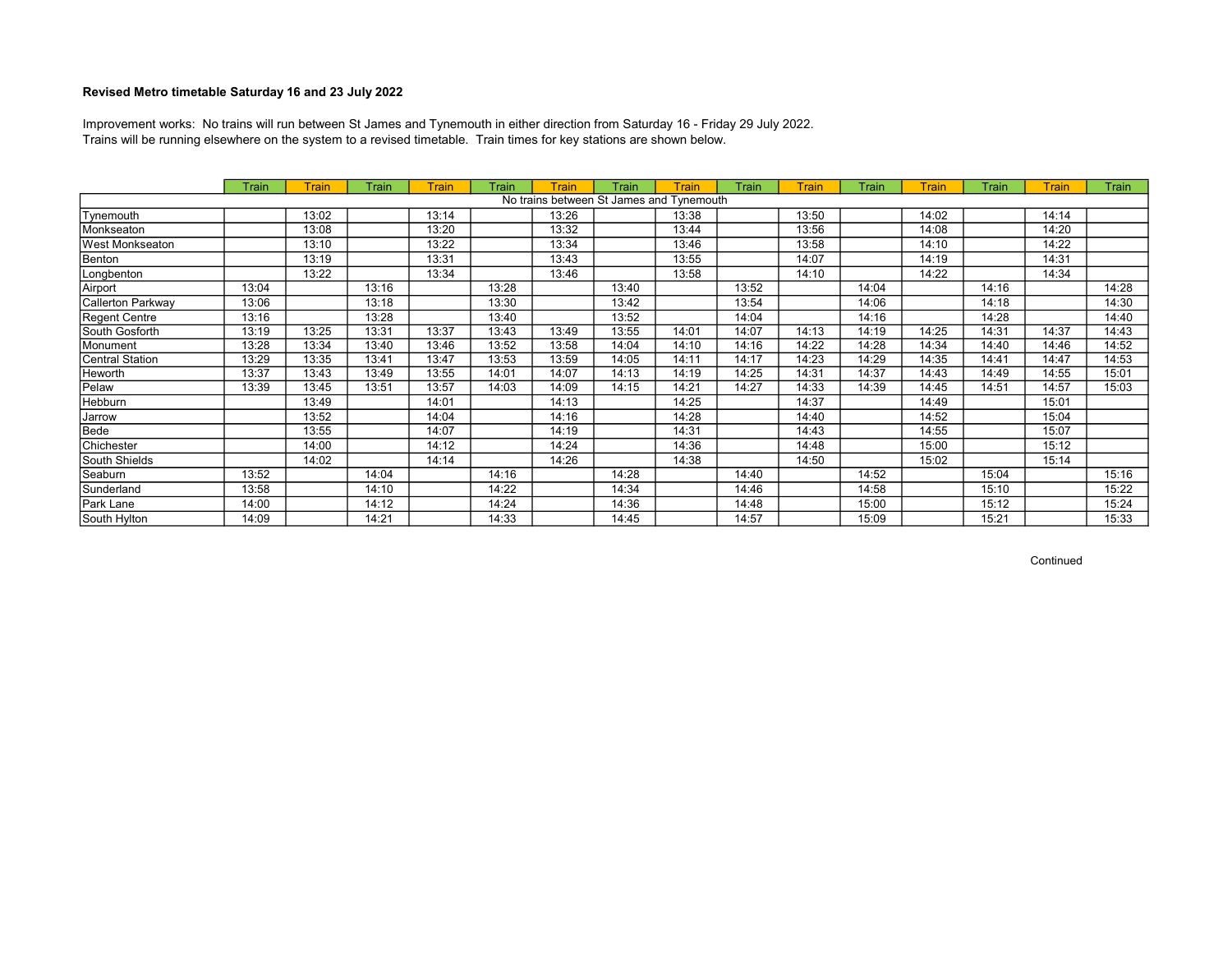**Revised Metro timetable Saturday 16 and 23 July 2022**

Improvement works: No trains will run between St James and Tynemouth in either direction from Saturday 16 - Friday 29 July 2022.
Trains will be running elsewhere on the system to a revised timetable. Train times for key stations are shown below.

| | Train | Train | Train | Train | Train | Train | Train | Train | Train | Train | Train | Train | Train | Train | Train |
|---|---|---|---|---|---|---|---|---|---|---|---|---|---|---|---|
| No trains between St James and Tynemouth | | | | | | | | | | | | | | | |
| Tynemouth | | 13:02 | | 13:14 | | 13:26 | | 13:38 | | 13:50 | | 14:02 | | 14:14 | |
| Monkseaton | | 13:08 | | 13:20 | | 13:32 | | 13:44 | | 13:56 | | 14:08 | | 14:20 | |
| West Monkseaton | | 13:10 | | 13:22 | | 13:34 | | 13:46 | | 13:58 | | 14:10 | | 14:22 | |
| Benton | | 13:19 | | 13:31 | | 13:43 | | 13:55 | | 14:07 | | 14:19 | | 14:31 | |
| Longbenton | | 13:22 | | 13:34 | | 13:46 | | 13:58 | | 14:10 | | 14:22 | | 14:34 | |
| Airport | 13:04 | | 13:16 | | 13:28 | | 13:40 | | 13:52 | | 14:04 | | 14:16 | | 14:28 |
| Callerton Parkway | 13:06 | | 13:18 | | 13:30 | | 13:42 | | 13:54 | | 14:06 | | 14:18 | | 14:30 |
| Regent Centre | 13:16 | | 13:28 | | 13:40 | | 13:52 | | 14:04 | | 14:16 | | 14:28 | | 14:40 |
| South Gosforth | 13:19 | 13:25 | 13:31 | 13:37 | 13:43 | 13:49 | 13:55 | 14:01 | 14:07 | 14:13 | 14:19 | 14:25 | 14:31 | 14:37 | 14:43 |
| Monument | 13:28 | 13:34 | 13:40 | 13:46 | 13:52 | 13:58 | 14:04 | 14:10 | 14:16 | 14:22 | 14:28 | 14:34 | 14:40 | 14:46 | 14:52 |
| Central Station | 13:29 | 13:35 | 13:41 | 13:47 | 13:53 | 13:59 | 14:05 | 14:11 | 14:17 | 14:23 | 14:29 | 14:35 | 14:41 | 14:47 | 14:53 |
| Heworth | 13:37 | 13:43 | 13:49 | 13:55 | 14:01 | 14:07 | 14:13 | 14:19 | 14:25 | 14:31 | 14:37 | 14:43 | 14:49 | 14:55 | 15:01 |
| Pelaw | 13:39 | 13:45 | 13:51 | 13:57 | 14:03 | 14:09 | 14:15 | 14:21 | 14:27 | 14:33 | 14:39 | 14:45 | 14:51 | 14:57 | 15:03 |
| Hebburn | | 13:49 | | 14:01 | | 14:13 | | 14:25 | | 14:37 | | 14:49 | | 15:01 | |
| Jarrow | | 13:52 | | 14:04 | | 14:16 | | 14:28 | | 14:40 | | 14:52 | | 15:04 | |
| Bede | | 13:55 | | 14:07 | | 14:19 | | 14:31 | | 14:43 | | 14:55 | | 15:07 | |
| Chichester | | 14:00 | | 14:12 | | 14:24 | | 14:36 | | 14:48 | | 15:00 | | 15:12 | |
| South Shields | | 14:02 | | 14:14 | | 14:26 | | 14:38 | | 14:50 | | 15:02 | | 15:14 | |
| Seaburn | 13:52 | | 14:04 | | 14:16 | | 14:28 | | 14:40 | | 14:52 | | 15:04 | | 15:16 |
| Sunderland | 13:58 | | 14:10 | | 14:22 | | 14:34 | | 14:46 | | 14:58 | | 15:10 | | 15:22 |
| Park Lane | 14:00 | | 14:12 | | 14:24 | | 14:36 | | 14:48 | | 15:00 | | 15:12 | | 15:24 |
| South Hylton | 14:09 | | 14:21 | | 14:33 | | 14:45 | | 14:57 | | 15:09 | | 15:21 | | 15:33 |

Continued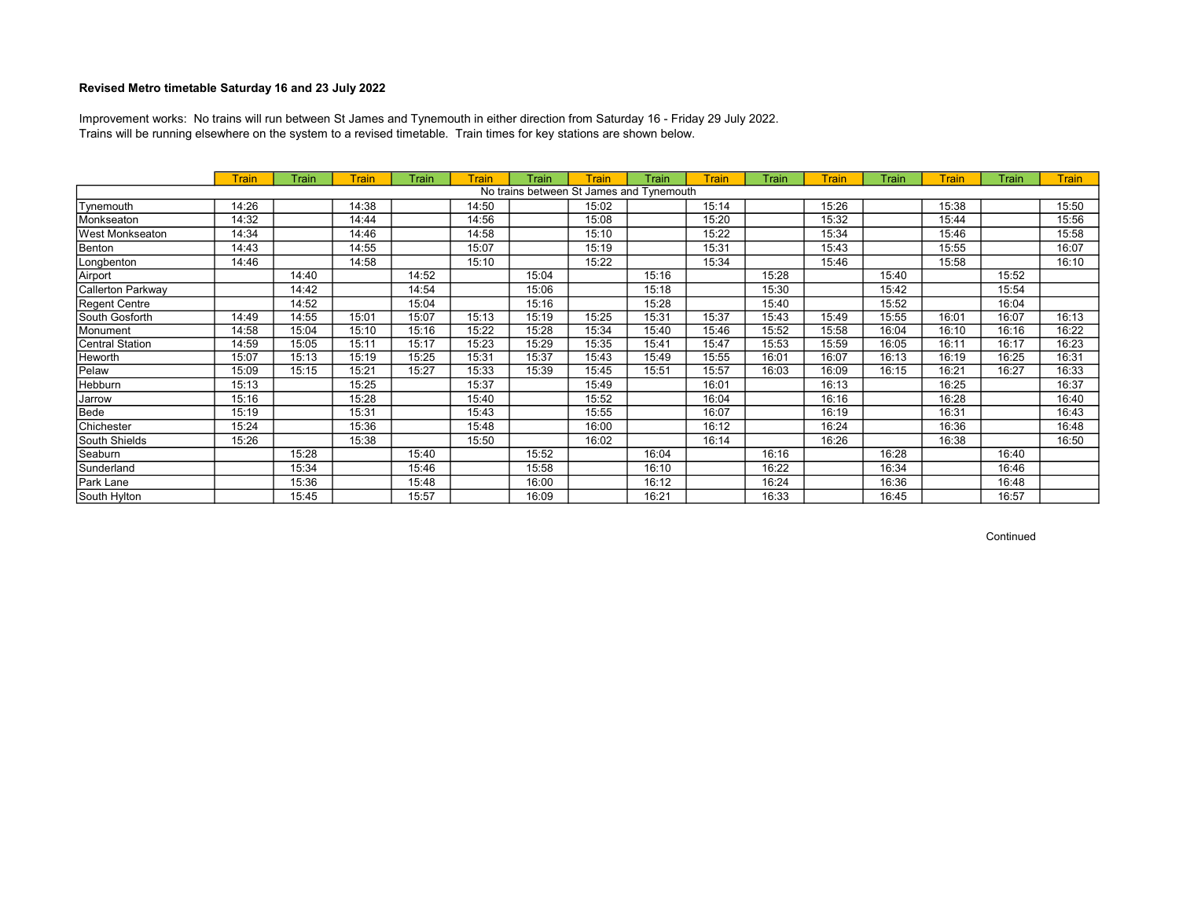**Revised Metro timetable Saturday 16 and 23 July 2022**

Improvement works: No trains will run between St James and Tynemouth in either direction from Saturday 16 - Friday 29 July 2022.
Trains will be running elsewhere on the system to a revised timetable. Train times for key stations are shown below.

| | Train | Train | Train | Train | Train | Train | Train | Train | Train | Train | Train | Train | Train | Train | Train |
|---|---|---|---|---|---|---|---|---|---|---|---|---|---|---|---|
| No trains between St James and Tynemouth | | | | | | | | | | | | | | | |
| Tynemouth | 14:26 | | 14:38 | | 14:50 | | 15:02 | | 15:14 | | 15:26 | | 15:38 | | 15:50 |
| Monkseaton | 14:32 | | 14:44 | | 14:56 | | 15:08 | | 15:20 | | 15:32 | | 15:44 | | 15:56 |
| West Monkseaton | 14:34 | | 14:46 | | 14:58 | | 15:10 | | 15:22 | | 15:34 | | 15:46 | | 15:58 |
| Benton | 14:43 | | 14:55 | | 15:07 | | 15:19 | | 15:31 | | 15:43 | | 15:55 | | 16:07 |
| Longbenton | 14:46 | | 14:58 | | 15:10 | | 15:22 | | 15:34 | | 15:46 | | 15:58 | | 16:10 |
| Airport | | 14:40 | | 14:52 | | 15:04 | | 15:16 | | 15:28 | | 15:40 | | 15:52 | |
| Callerton Parkway | | 14:42 | | 14:54 | | 15:06 | | 15:18 | | 15:30 | | 15:42 | | 15:54 | |
| Regent Centre | | 14:52 | | 15:04 | | 15:16 | | 15:28 | | 15:40 | | 15:52 | | 16:04 | |
| South Gosforth | 14:49 | 14:55 | 15:01 | 15:07 | 15:13 | 15:19 | 15:25 | 15:31 | 15:37 | 15:43 | 15:49 | 15:55 | 16:01 | 16:07 | 16:13 |
| Monument | 14:58 | 15:04 | 15:10 | 15:16 | 15:22 | 15:28 | 15:34 | 15:40 | 15:46 | 15:52 | 15:58 | 16:04 | 16:10 | 16:16 | 16:22 |
| Central Station | 14:59 | 15:05 | 15:11 | 15:17 | 15:23 | 15:29 | 15:35 | 15:41 | 15:47 | 15:53 | 15:59 | 16:05 | 16:11 | 16:17 | 16:23 |
| Heworth | 15:07 | 15:13 | 15:19 | 15:25 | 15:31 | 15:37 | 15:43 | 15:49 | 15:55 | 16:01 | 16:07 | 16:13 | 16:19 | 16:25 | 16:31 |
| Pelaw | 15:09 | 15:15 | 15:21 | 15:27 | 15:33 | 15:39 | 15:45 | 15:51 | 15:57 | 16:03 | 16:09 | 16:15 | 16:21 | 16:27 | 16:33 |
| Hebburn | 15:13 | | 15:25 | | 15:37 | | 15:49 | | 16:01 | | 16:13 | | 16:25 | | 16:37 |
| Jarrow | 15:16 | | 15:28 | | 15:40 | | 15:52 | | 16:04 | | 16:16 | | 16:28 | | 16:40 |
| Bede | 15:19 | | 15:31 | | 15:43 | | 15:55 | | 16:07 | | 16:19 | | 16:31 | | 16:43 |
| Chichester | 15:24 | | 15:36 | | 15:48 | | 16:00 | | 16:12 | | 16:24 | | 16:36 | | 16:48 |
| South Shields | 15:26 | | 15:38 | | 15:50 | | 16:02 | | 16:14 | | 16:26 | | 16:38 | | 16:50 |
| Seaburn | | 15:28 | | 15:40 | | 15:52 | | 16:04 | | 16:16 | | 16:28 | | 16:40 | |
| Sunderland | | 15:34 | | 15:46 | | 15:58 | | 16:10 | | 16:22 | | 16:34 | | 16:46 | |
| Park Lane | | 15:36 | | 15:48 | | 16:00 | | 16:12 | | 16:24 | | 16:36 | | 16:48 | |
| South Hylton | | 15:45 | | 15:57 | | 16:09 | | 16:21 | | 16:33 | | 16:45 | | 16:57 | |

Continued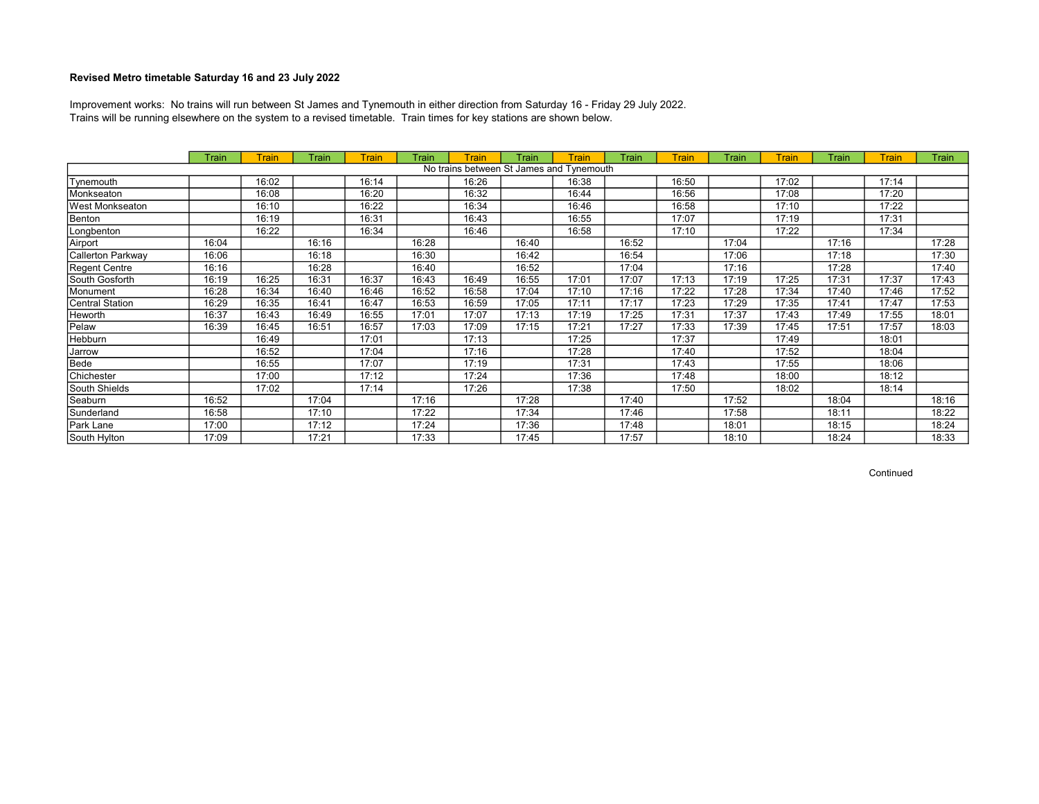**Revised Metro timetable Saturday 16 and 23 July 2022**

Improvement works: No trains will run between St James and Tynemouth in either direction from Saturday 16 - Friday 29 July 2022.
Trains will be running elsewhere on the system to a revised timetable. Train times for key stations are shown below.

| | Train | Train | Train | Train | Train | Train | Train | Train | Train | Train | Train | Train | Train | Train | Train |
|---|---|---|---|---|---|---|---|---|---|---|---|---|---|---|---|
| No trains between St James and Tynemouth | | | | | | | | | | | | | | | |
| Tynemouth | | 16:02 | | 16:14 | | 16:26 | | 16:38 | | 16:50 | | 17:02 | | 17:14 | |
| Monkseaton | | 16:08 | | 16:20 | | 16:32 | | 16:44 | | 16:56 | | 17:08 | | 17:20 | |
| West Monkseaton | | 16:10 | | 16:22 | | 16:34 | | 16:46 | | 16:58 | | 17:10 | | 17:22 | |
| Benton | | 16:19 | | 16:31 | | 16:43 | | 16:55 | | 17:07 | | 17:19 | | 17:31 | |
| Longbenton | | 16:22 | | 16:34 | | 16:46 | | 16:58 | | 17:10 | | 17:22 | | 17:34 | |
| Airport | 16:04 | | 16:16 | | 16:28 | | 16:40 | | 16:52 | | 17:04 | | 17:16 | | 17:28 |
| Callerton Parkway | 16:06 | | 16:18 | | 16:30 | | 16:42 | | 16:54 | | 17:06 | | 17:18 | | 17:30 |
| Regent Centre | 16:16 | | 16:28 | | 16:40 | | 16:52 | | 17:04 | | 17:16 | | 17:28 | | 17:40 |
| South Gosforth | 16:19 | 16:25 | 16:31 | 16:37 | 16:43 | 16:49 | 16:55 | 17:01 | 17:07 | 17:13 | 17:19 | 17:25 | 17:31 | 17:37 | 17:43 |
| Monument | 16:28 | 16:34 | 16:40 | 16:46 | 16:52 | 16:58 | 17:04 | 17:10 | 17:16 | 17:22 | 17:28 | 17:34 | 17:40 | 17:46 | 17:52 |
| Central Station | 16:29 | 16:35 | 16:41 | 16:47 | 16:53 | 16:59 | 17:05 | 17:11 | 17:17 | 17:23 | 17:29 | 17:35 | 17:41 | 17:47 | 17:53 |
| Heworth | 16:37 | 16:43 | 16:49 | 16:55 | 17:01 | 17:07 | 17:13 | 17:19 | 17:25 | 17:31 | 17:37 | 17:43 | 17:49 | 17:55 | 18:01 |
| Pelaw | 16:39 | 16:45 | 16:51 | 16:57 | 17:03 | 17:09 | 17:15 | 17:21 | 17:27 | 17:33 | 17:39 | 17:45 | 17:51 | 17:57 | 18:03 |
| Hebburn | | 16:49 | | 17:01 | | 17:13 | | 17:25 | | 17:37 | | 17:49 | | 18:01 | |
| Jarrow | | 16:52 | | 17:04 | | 17:16 | | 17:28 | | 17:40 | | 17:52 | | 18:04 | |
| Bede | | 16:55 | | 17:07 | | 17:19 | | 17:31 | | 17:43 | | 17:55 | | 18:06 | |
| Chichester | | 17:00 | | 17:12 | | 17:24 | | 17:36 | | 17:48 | | 18:00 | | 18:12 | |
| South Shields | | 17:02 | | 17:14 | | 17:26 | | 17:38 | | 17:50 | | 18:02 | | 18:14 | |
| Seaburn | 16:52 | | 17:04 | | 17:16 | | 17:28 | | 17:40 | | 17:52 | | 18:04 | | 18:16 |
| Sunderland | 16:58 | | 17:10 | | 17:22 | | 17:34 | | 17:46 | | 17:58 | | 18:11 | | 18:22 |
| Park Lane | 17:00 | | 17:12 | | 17:24 | | 17:36 | | 17:48 | | 18:01 | | 18:15 | | 18:24 |
| South Hylton | 17:09 | | 17:21 | | 17:33 | | 17:45 | | 17:57 | | 18:10 | | 18:24 | | 18:33 |

Continued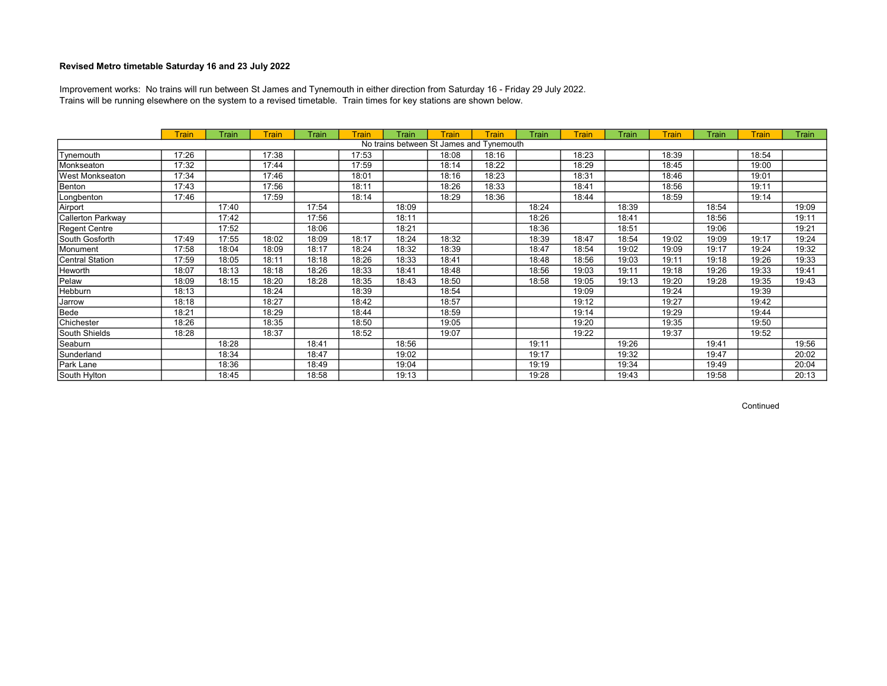**Revised Metro timetable Saturday 16 and 23 July 2022**

Improvement works: No trains will run between St James and Tynemouth in either direction from Saturday 16 - Friday 29 July 2022.
Trains will be running elsewhere on the system to a revised timetable. Train times for key stations are shown below.

| | Train | Train | Train | Train | Train | Train | Train | Train | Train | Train | Train | Train | Train | Train | Train |
|---|---|---|---|---|---|---|---|---|---|---|---|---|---|---|---|
| No trains between St James and Tynemouth | | | | | | | | | | | | | | | |
| Tynemouth | 17:26 | | 17:38 | | 17:53 | | 18:08 | 18:16 | | 18:23 | | 18:39 | | 18:54 | |
| Monkseaton | 17:32 | | 17:44 | | 17:59 | | 18:14 | 18:22 | | 18:29 | | 18:45 | | 19:00 | |
| West Monkseaton | 17:34 | | 17:46 | | 18:01 | | 18:16 | 18:23 | | 18:31 | | 18:46 | | 19:01 | |
| Benton | 17:43 | | 17:56 | | 18:11 | | 18:26 | 18:33 | | 18:41 | | 18:56 | | 19:11 | |
| Longbenton | 17:46 | | 17:59 | | 18:14 | | 18:29 | 18:36 | | 18:44 | | 18:59 | | 19:14 | |
| Airport | | 17:40 | | 17:54 | | 18:09 | | | 18:24 | | 18:39 | | 18:54 | | 19:09 |
| Callerton Parkway | | 17:42 | | 17:56 | | 18:11 | | | 18:26 | | 18:41 | | 18:56 | | 19:11 |
| Regent Centre | | 17:52 | | 18:06 | | 18:21 | | | 18:36 | | 18:51 | | 19:06 | | 19:21 |
| South Gosforth | 17:49 | 17:55 | 18:02 | 18:09 | 18:17 | 18:24 | 18:32 | | 18:39 | 18:47 | 18:54 | 19:02 | 19:09 | 19:17 | 19:24 |
| Monument | 17:58 | 18:04 | 18:09 | 18:17 | 18:24 | 18:32 | 18:39 | | 18:47 | 18:54 | 19:02 | 19:09 | 19:17 | 19:24 | 19:32 |
| Central Station | 17:59 | 18:05 | 18:11 | 18:18 | 18:26 | 18:33 | 18:41 | | 18:48 | 18:56 | 19:03 | 19:11 | 19:18 | 19:26 | 19:33 |
| Heworth | 18:07 | 18:13 | 18:18 | 18:26 | 18:33 | 18:41 | 18:48 | | 18:56 | 19:03 | 19:11 | 19:18 | 19:26 | 19:33 | 19:41 |
| Pelaw | 18:09 | 18:15 | 18:20 | 18:28 | 18:35 | 18:43 | 18:50 | | 18:58 | 19:05 | 19:13 | 19:20 | 19:28 | 19:35 | 19:43 |
| Hebburn | 18:13 | | 18:24 | | 18:39 | | 18:54 | | | 19:09 | | 19:24 | | 19:39 | |
| Jarrow | 18:18 | | 18:27 | | 18:42 | | 18:57 | | | 19:12 | | 19:27 | | 19:42 | |
| Bede | 18:21 | | 18:29 | | 18:44 | | 18:59 | | | 19:14 | | 19:29 | | 19:44 | |
| Chichester | 18:26 | | 18:35 | | 18:50 | | 19:05 | | | 19:20 | | 19:35 | | 19:50 | |
| South Shields | 18:28 | | 18:37 | | 18:52 | | 19:07 | | | 19:22 | | 19:37 | | 19:52 | |
| Seaburn | | 18:28 | | 18:41 | | 18:56 | | | 19:11 | | 19:26 | | 19:41 | | 19:56 |
| Sunderland | | 18:34 | | 18:47 | | 19:02 | | | 19:17 | | 19:32 | | 19:47 | | 20:02 |
| Park Lane | | 18:36 | | 18:49 | | 19:04 | | | 19:19 | | 19:34 | | 19:49 | | 20:04 |
| South Hylton | | 18:45 | | 18:58 | | 19:13 | | | 19:28 | | 19:43 | | 19:58 | | 20:13 |

Continued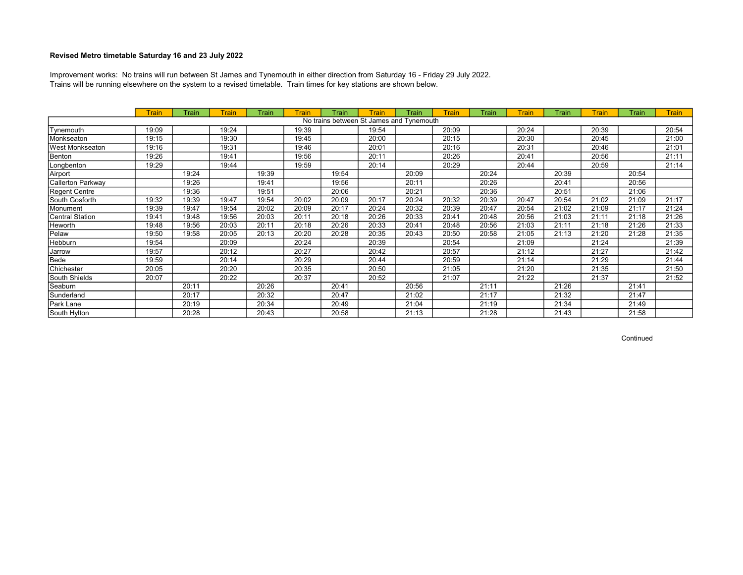**Revised Metro timetable Saturday 16 and 23 July 2022**

Improvement works: No trains will run between St James and Tynemouth in either direction from Saturday 16 - Friday 29 July 2022.
Trains will be running elsewhere on the system to a revised timetable. Train times for key stations are shown below.

| | Train | Train | Train | Train | Train | Train | Train | Train | Train | Train | Train | Train | Train | Train | Train |
|---|---|---|---|---|---|---|---|---|---|---|---|---|---|---|---|
| No trains between St James and Tynemouth | | | | | | | | | | | | | | | |
| Tynemouth | 19:09 | | 19:24 | | 19:39 | | 19:54 | | 20:09 | | 20:24 | | 20:39 | | 20:54 |
| Monkseaton | 19:15 | | 19:30 | | 19:45 | | 20:00 | | 20:15 | | 20:30 | | 20:45 | | 21:00 |
| West Monkseaton | 19:16 | | 19:31 | | 19:46 | | 20:01 | | 20:16 | | 20:31 | | 20:46 | | 21:01 |
| Benton | 19:26 | | 19:41 | | 19:56 | | 20:11 | | 20:26 | | 20:41 | | 20:56 | | 21:11 |
| Longbenton | 19:29 | | 19:44 | | 19:59 | | 20:14 | | 20:29 | | 20:44 | | 20:59 | | 21:14 |
| Airport | | 19:24 | | 19:39 | | 19:54 | | 20:09 | | 20:24 | | 20:39 | | 20:54 | |
| Callerton Parkway | | 19:26 | | 19:41 | | 19:56 | | 20:11 | | 20:26 | | 20:41 | | 20:56 | |
| Regent Centre | | 19:36 | | 19:51 | | 20:06 | | 20:21 | | 20:36 | | 20:51 | | 21:06 | |
| South Gosforth | 19:32 | 19:39 | 19:47 | 19:54 | 20:02 | 20:09 | 20:17 | 20:24 | 20:32 | 20:39 | 20:47 | 20:54 | 21:02 | 21:09 | 21:17 |
| Monument | 19:39 | 19:47 | 19:54 | 20:02 | 20:09 | 20:17 | 20:24 | 20:32 | 20:39 | 20:47 | 20:54 | 21:02 | 21:09 | 21:17 | 21:24 |
| Central Station | 19:41 | 19:48 | 19:56 | 20:03 | 20:11 | 20:18 | 20:26 | 20:33 | 20:41 | 20:48 | 20:56 | 21:03 | 21:11 | 21:18 | 21:26 |
| Heworth | 19:48 | 19:56 | 20:03 | 20:11 | 20:18 | 20:26 | 20:33 | 20:41 | 20:48 | 20:56 | 21:03 | 21:11 | 21:18 | 21:26 | 21:33 |
| Pelaw | 19:50 | 19:58 | 20:05 | 20:13 | 20:20 | 20:28 | 20:35 | 20:43 | 20:50 | 20:58 | 21:05 | 21:13 | 21:20 | 21:28 | 21:35 |
| Hebburn | 19:54 | | 20:09 | | 20:24 | | 20:39 | | 20:54 | | 21:09 | | 21:24 | | 21:39 |
| Jarrow | 19:57 | | 20:12 | | 20:27 | | 20:42 | | 20:57 | | 21:12 | | 21:27 | | 21:42 |
| Bede | 19:59 | | 20:14 | | 20:29 | | 20:44 | | 20:59 | | 21:14 | | 21:29 | | 21:44 |
| Chichester | 20:05 | | 20:20 | | 20:35 | | 20:50 | | 21:05 | | 21:20 | | 21:35 | | 21:50 |
| South Shields | 20:07 | | 20:22 | | 20:37 | | 20:52 | | 21:07 | | 21:22 | | 21:37 | | 21:52 |
| Seaburn | | 20:11 | | 20:26 | | 20:41 | | 20:56 | | 21:11 | | 21:26 | | 21:41 | |
| Sunderland | | 20:17 | | 20:32 | | 20:47 | | 21:02 | | 21:17 | | 21:32 | | 21:47 | |
| Park Lane | | 20:19 | | 20:34 | | 20:49 | | 21:04 | | 21:19 | | 21:34 | | 21:49 | |
| South Hylton | | 20:28 | | 20:43 | | 20:58 | | 21:13 | | 21:28 | | 21:43 | | 21:58 | |

Continued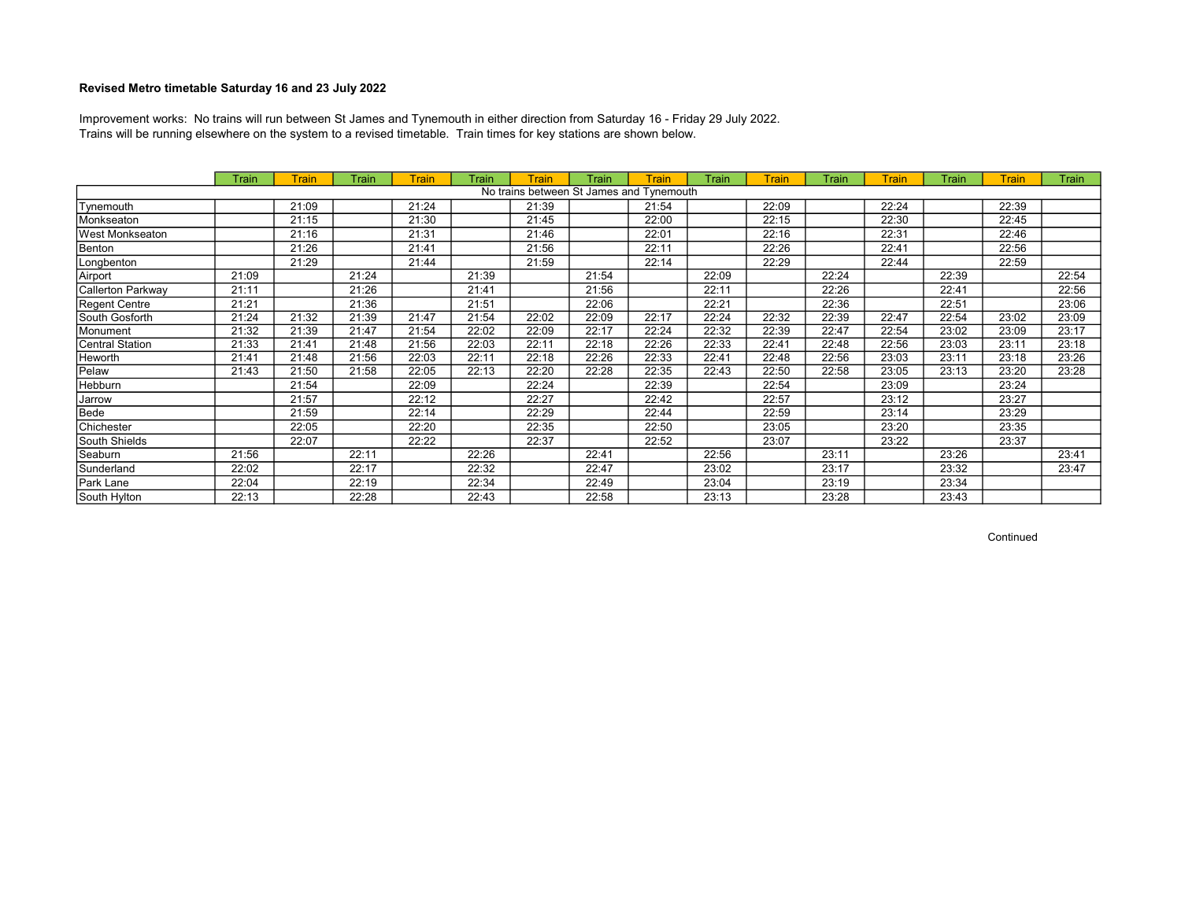**Revised Metro timetable Saturday 16 and 23 July 2022**

Improvement works: No trains will run between St James and Tynemouth in either direction from Saturday 16 - Friday 29 July 2022.
Trains will be running elsewhere on the system to a revised timetable. Train times for key stations are shown below.

| | Train | Train | Train | Train | Train | Train | Train | Train | Train | Train | Train | Train | Train | Train | Train |
|---|---|---|---|---|---|---|---|---|---|---|---|---|---|---|---|
| No trains between St James and Tynemouth | | | | | | | | | | | | | | | |
| Tynemouth | | 21:09 | | 21:24 | | 21:39 | | 21:54 | | 22:09 | | 22:24 | | 22:39 | |
| Monkseaton | | 21:15 | | 21:30 | | 21:45 | | 22:00 | | 22:15 | | 22:30 | | 22:45 | |
| West Monkseaton | | 21:16 | | 21:31 | | 21:46 | | 22:01 | | 22:16 | | 22:31 | | 22:46 | |
| Benton | | 21:26 | | 21:41 | | 21:56 | | 22:11 | | 22:26 | | 22:41 | | 22:56 | |
| Longbenton | | 21:29 | | 21:44 | | 21:59 | | 22:14 | | 22:29 | | 22:44 | | 22:59 | |
| Airport | 21:09 | | 21:24 | | 21:39 | | 21:54 | | 22:09 | | 22:24 | | 22:39 | | 22:54 |
| Callerton Parkway | 21:11 | | 21:26 | | 21:41 | | 21:56 | | 22:11 | | 22:26 | | 22:41 | | 22:56 |
| Regent Centre | 21:21 | | 21:36 | | 21:51 | | 22:06 | | 22:21 | | 22:36 | | 22:51 | | 23:06 |
| South Gosforth | 21:24 | 21:32 | 21:39 | 21:47 | 21:54 | 22:02 | 22:09 | 22:17 | 22:24 | 22:32 | 22:39 | 22:47 | 22:54 | 23:02 | 23:09 |
| Monument | 21:32 | 21:39 | 21:47 | 21:54 | 22:02 | 22:09 | 22:17 | 22:24 | 22:32 | 22:39 | 22:47 | 22:54 | 23:02 | 23:09 | 23:17 |
| Central Station | 21:33 | 21:41 | 21:48 | 21:56 | 22:03 | 22:11 | 22:18 | 22:26 | 22:33 | 22:41 | 22:48 | 22:56 | 23:03 | 23:11 | 23:18 |
| Heworth | 21:41 | 21:48 | 21:56 | 22:03 | 22:11 | 22:18 | 22:26 | 22:33 | 22:41 | 22:48 | 22:56 | 23:03 | 23:11 | 23:18 | 23:26 |
| Pelaw | 21:43 | 21:50 | 21:58 | 22:05 | 22:13 | 22:20 | 22:28 | 22:35 | 22:43 | 22:50 | 22:58 | 23:05 | 23:13 | 23:20 | 23:28 |
| Hebburn | | 21:54 | | 22:09 | | 22:24 | | 22:39 | | 22:54 | | 23:09 | | 23:24 | |
| Jarrow | | 21:57 | | 22:12 | | 22:27 | | 22:42 | | 22:57 | | 23:12 | | 23:27 | |
| Bede | | 21:59 | | 22:14 | | 22:29 | | 22:44 | | 22:59 | | 23:14 | | 23:29 | |
| Chichester | | 22:05 | | 22:20 | | 22:35 | | 22:50 | | 23:05 | | 23:20 | | 23:35 | |
| South Shields | | 22:07 | | 22:22 | | 22:37 | | 22:52 | | 23:07 | | 23:22 | | 23:37 | |
| Seaburn | 21:56 | | 22:11 | | 22:26 | | 22:41 | | 22:56 | | 23:11 | | 23:26 | | 23:41 |
| Sunderland | 22:02 | | 22:17 | | 22:32 | | 22:47 | | 23:02 | | 23:17 | | 23:32 | | 23:47 |
| Park Lane | 22:04 | | 22:19 | | 22:34 | | 22:49 | | 23:04 | | 23:19 | | 23:34 | | |
| South Hylton | 22:13 | | 22:28 | | 22:43 | | 22:58 | | 23:13 | | 23:28 | | 23:43 | | |

Continued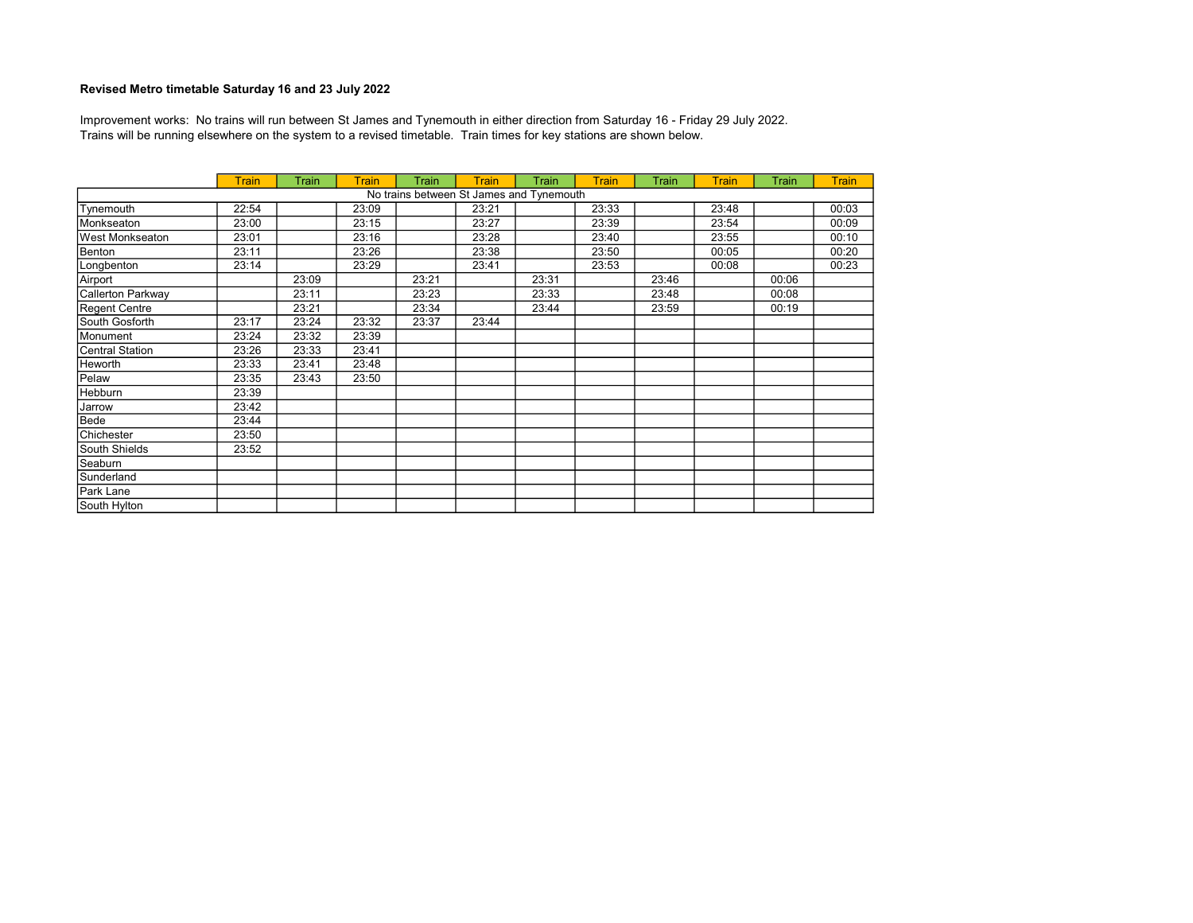**Revised Metro timetable Saturday 16 and 23 July 2022**

Improvement works: No trains will run between St James and Tynemouth in either direction from Saturday 16 - Friday 29 July 2022.
Trains will be running elsewhere on the system to a revised timetable. Train times for key stations are shown below.

| | Train | Train | Train | Train | Train | Train | Train | Train | Train | Train | Train |
|---|---|---|---|---|---|---|---|---|---|---|---|
| No trains between St James and Tynemouth | | | | | | | | | | | |
| Tynemouth | 22:54 | | 23:09 | | 23:21 | | 23:33 | | 23:48 | | 00:03 |
| Monkseaton | 23:00 | | 23:15 | | 23:27 | | 23:39 | | 23:54 | | 00:09 |
| West Monkseaton | 23:01 | | 23:16 | | 23:28 | | 23:40 | | 23:55 | | 00:10 |
| Benton | 23:11 | | 23:26 | | 23:38 | | 23:50 | | 00:05 | | 00:20 |
| Longbenton | 23:14 | | 23:29 | | 23:41 | | 23:53 | | 00:08 | | 00:23 |
| Airport | | 23:09 | | 23:21 | | 23:31 | | 23:46 | | 00:06 | |
| Callerton Parkway | | 23:11 | | 23:23 | | 23:33 | | 23:48 | | 00:08 | |
| Regent Centre | | 23:21 | | 23:34 | | 23:44 | | 23:59 | | 00:19 | |
| South Gosforth | 23:17 | 23:24 | 23:32 | 23:37 | 23:44 | | | | | | |
| Monument | 23:24 | 23:32 | 23:39 | | | | | | | | |
| Central Station | 23:26 | 23:33 | 23:41 | | | | | | | | |
| Heworth | 23:33 | 23:41 | 23:48 | | | | | | | | |
| Pelaw | 23:35 | 23:43 | 23:50 | | | | | | | | |
| Hebburn | 23:39 | | | | | | | | | | |
| Jarrow | 23:42 | | | | | | | | | | |
| Bede | 23:44 | | | | | | | | | | |
| Chichester | 23:50 | | | | | | | | | | |
| South Shields | 23:52 | | | | | | | | | | |
| Seaburn | | | | | | | | | | | |
| Sunderland | | | | | | | | | | | |
| Park Lane | | | | | | | | | | | |
| South Hylton | | | | | | | | | | | |